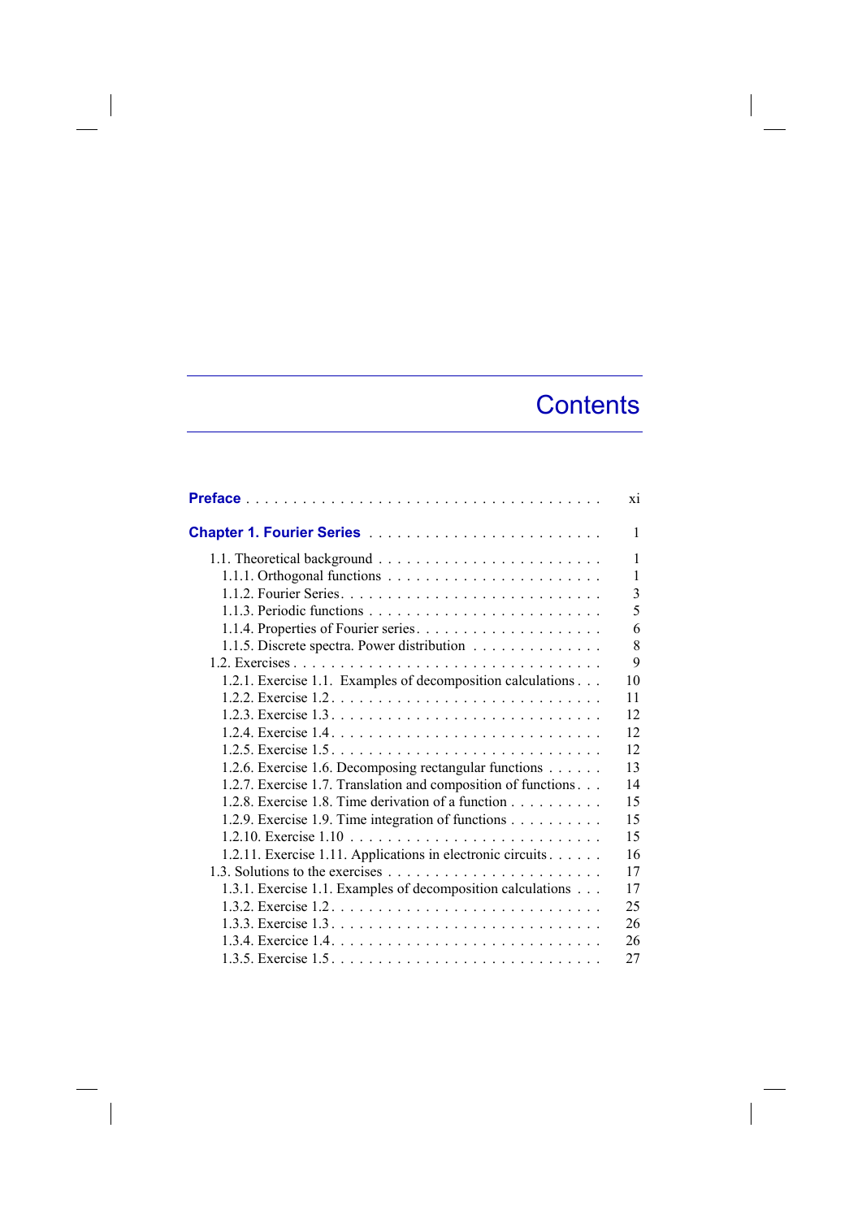# Contents

**Preface** . . . . . . . . . . . . . . . . . . . . . . . . . . . . . . . . . . . . . xi

**Chapter 1. Fourier Series** . . . . . . . . . . . . . . . . . . . . . . . . . 1

1.1. Theoretical background . . . . . . . . . . . . . . . . . . . . . . . . 1
  1.1.1. Orthogonal functions . . . . . . . . . . . . . . . . . . . . . . . 1
  1.1.2. Fourier Series. . . . . . . . . . . . . . . . . . . . . . . . . . . 3
  1.1.3. Periodic functions . . . . . . . . . . . . . . . . . . . . . . . . 5
  1.1.4. Properties of Fourier series. . . . . . . . . . . . . . . . . . . . 6
  1.1.5. Discrete spectra. Power distribution . . . . . . . . . . . . . . 8
1.2. Exercises . . . . . . . . . . . . . . . . . . . . . . . . . . . . . . . . 9
  1.2.1. Exercise 1.1. Examples of decomposition calculations . . . 10
  1.2.2. Exercise 1.2. . . . . . . . . . . . . . . . . . . . . . . . . . . 11
  1.2.3. Exercise 1.3. . . . . . . . . . . . . . . . . . . . . . . . . . . 12
  1.2.4. Exercise 1.4. . . . . . . . . . . . . . . . . . . . . . . . . . . 12
  1.2.5. Exercise 1.5. . . . . . . . . . . . . . . . . . . . . . . . . . . 12
  1.2.6. Exercise 1.6. Decomposing rectangular functions . . . . . . 13
  1.2.7. Exercise 1.7. Translation and composition of functions. . . 14
  1.2.8. Exercise 1.8. Time derivation of a function . . . . . . . . . . 15
  1.2.9. Exercise 1.9. Time integration of functions . . . . . . . . . . 15
  1.2.10. Exercise 1.10 . . . . . . . . . . . . . . . . . . . . . . . . . . 15
  1.2.11. Exercise 1.11. Applications in electronic circuits. . . . . . 16
1.3. Solutions to the exercises . . . . . . . . . . . . . . . . . . . . . . 17
  1.3.1. Exercise 1.1. Examples of decomposition calculations . . . 17
  1.3.2. Exercise 1.2. . . . . . . . . . . . . . . . . . . . . . . . . . . 25
  1.3.3. Exercise 1.3. . . . . . . . . . . . . . . . . . . . . . . . . . . 26
  1.3.4. Exercise 1.4. . . . . . . . . . . . . . . . . . . . . . . . . . . 26
  1.3.5. Exercise 1.5. . . . . . . . . . . . . . . . . . . . . . . . . . . 27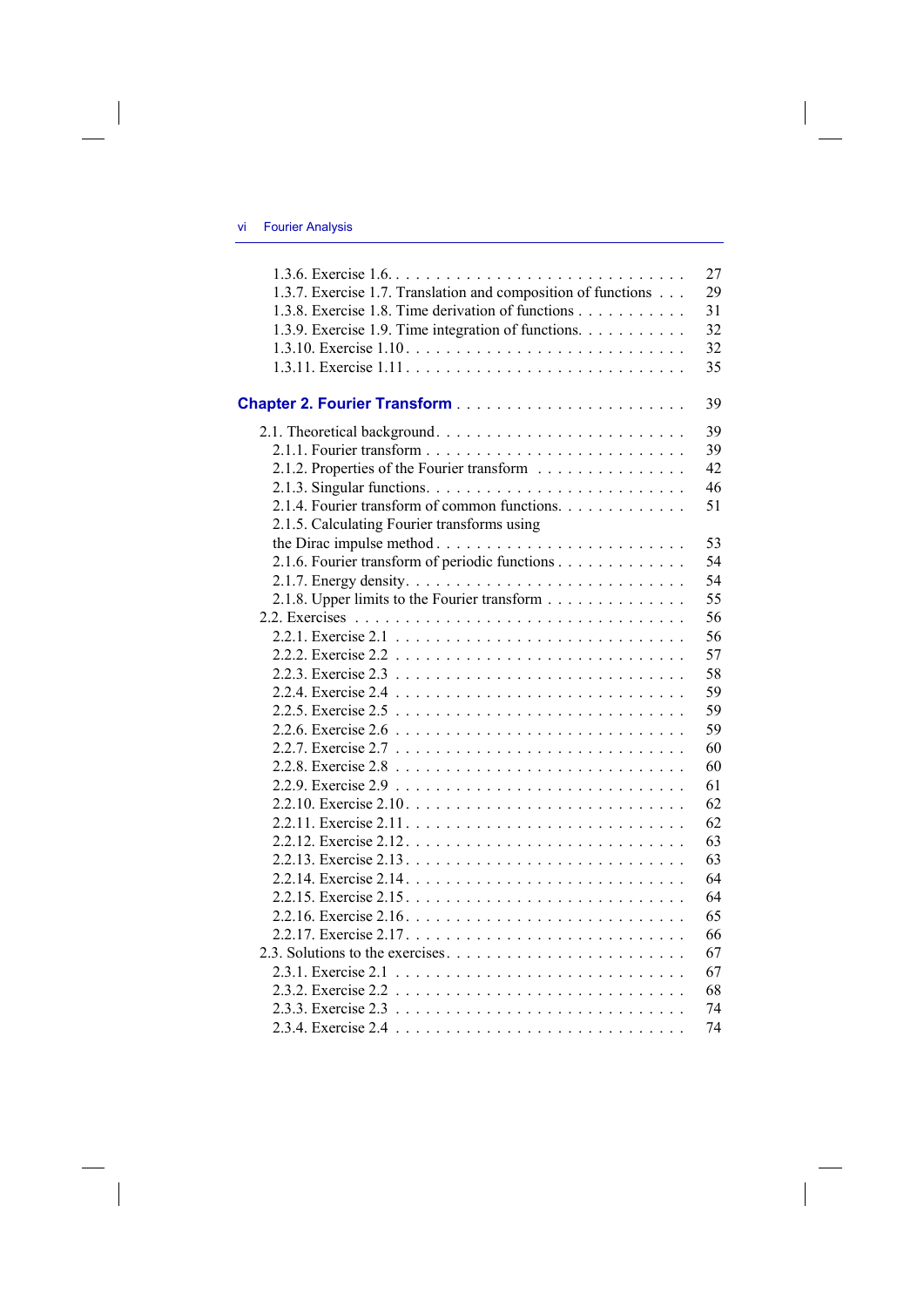1.3.6. Exercise 1.6 . . . . . . . . . . . . . . . . . . . . . . . . . . . . . 27
1.3.7. Exercise 1.7. Translation and composition of functions . . . 29
1.3.8. Exercise 1.8. Time derivation of functions . . . . . . . . . . . 31
1.3.9. Exercise 1.9. Time integration of functions. . . . . . . . . . . 32
1.3.10. Exercise 1.10 . . . . . . . . . . . . . . . . . . . . . . . . . . . 32
1.3.11. Exercise 1.11 . . . . . . . . . . . . . . . . . . . . . . . . . . . 35

**Chapter 2. Fourier Transform** . . . . . . . . . . . . . . . . . . . . . . . 39

2.1. Theoretical background . . . . . . . . . . . . . . . . . . . . . . . . . 39
2.1.1. Fourier transform . . . . . . . . . . . . . . . . . . . . . . . . . . 39
2.1.2. Properties of the Fourier transform . . . . . . . . . . . . . . . 42
2.1.3. Singular functions. . . . . . . . . . . . . . . . . . . . . . . . . . 46
2.1.4. Fourier transform of common functions. . . . . . . . . . . . . 51
2.1.5. Calculating Fourier transforms using the Dirac impulse method . . . . . . . . . . . . . . . . . . . . . . . . . 53
2.1.6. Fourier transform of periodic functions . . . . . . . . . . . . . 54
2.1.7. Energy density. . . . . . . . . . . . . . . . . . . . . . . . . . . . 54
2.1.8. Upper limits to the Fourier transform . . . . . . . . . . . . . . 55
2.2. Exercises . . . . . . . . . . . . . . . . . . . . . . . . . . . . . . . . . 56
2.2.1. Exercise 2.1 . . . . . . . . . . . . . . . . . . . . . . . . . . . . . 56
2.2.2. Exercise 2.2 . . . . . . . . . . . . . . . . . . . . . . . . . . . . . 57
2.2.3. Exercise 2.3 . . . . . . . . . . . . . . . . . . . . . . . . . . . . . 58
2.2.4. Exercise 2.4 . . . . . . . . . . . . . . . . . . . . . . . . . . . . . 59
2.2.5. Exercise 2.5 . . . . . . . . . . . . . . . . . . . . . . . . . . . . . 59
2.2.6. Exercise 2.6 . . . . . . . . . . . . . . . . . . . . . . . . . . . . . 59
2.2.7. Exercise 2.7 . . . . . . . . . . . . . . . . . . . . . . . . . . . . . 60
2.2.8. Exercise 2.8 . . . . . . . . . . . . . . . . . . . . . . . . . . . . . 60
2.2.9. Exercise 2.9 . . . . . . . . . . . . . . . . . . . . . . . . . . . . . 61
2.2.10. Exercise 2.10 . . . . . . . . . . . . . . . . . . . . . . . . . . . . 62
2.2.11. Exercise 2.11 . . . . . . . . . . . . . . . . . . . . . . . . . . . . 62
2.2.12. Exercise 2.12 . . . . . . . . . . . . . . . . . . . . . . . . . . . . 63
2.2.13. Exercise 2.13 . . . . . . . . . . . . . . . . . . . . . . . . . . . . 63
2.2.14. Exercise 2.14 . . . . . . . . . . . . . . . . . . . . . . . . . . . . 64
2.2.15. Exercise 2.15 . . . . . . . . . . . . . . . . . . . . . . . . . . . . 64
2.2.16. Exercise 2.16 . . . . . . . . . . . . . . . . . . . . . . . . . . . . 65
2.2.17. Exercise 2.17 . . . . . . . . . . . . . . . . . . . . . . . . . . . . 66
2.3. Solutions to the exercises . . . . . . . . . . . . . . . . . . . . . . . 67
2.3.1. Exercise 2.1 . . . . . . . . . . . . . . . . . . . . . . . . . . . . . 67
2.3.2. Exercise 2.2 . . . . . . . . . . . . . . . . . . . . . . . . . . . . . 68
2.3.3. Exercise 2.3 . . . . . . . . . . . . . . . . . . . . . . . . . . . . . 74
2.3.4. Exercise 2.4 . . . . . . . . . . . . . . . . . . . . . . . . . . . . . 74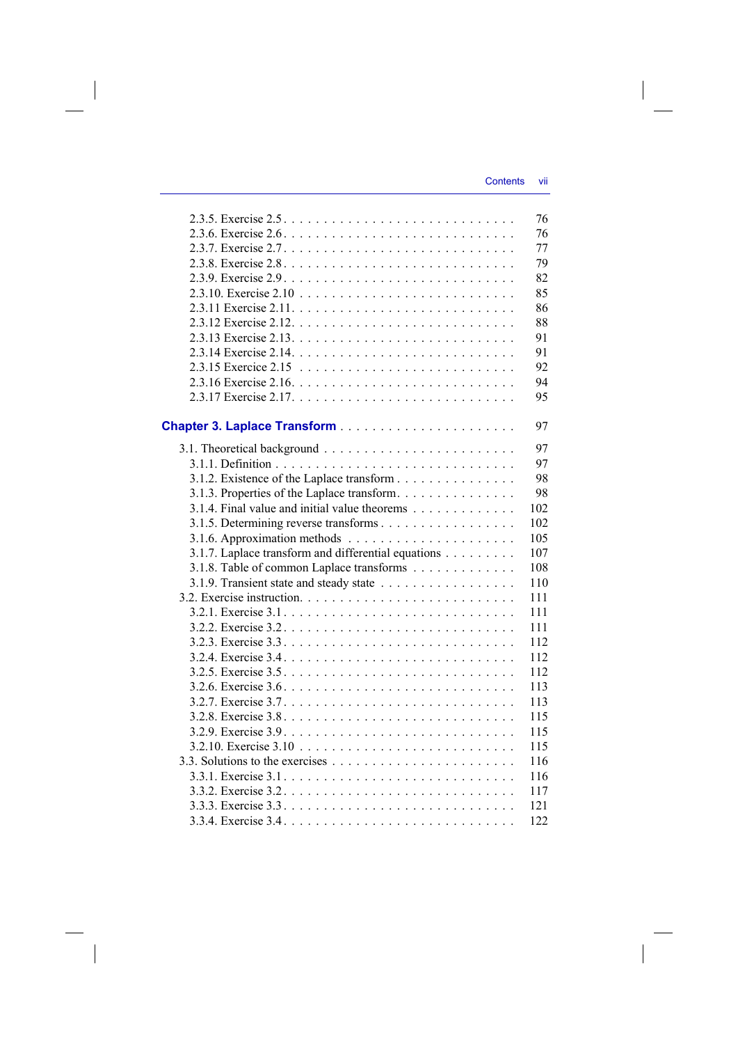2.3.5. Exercise 2.5 . . . . . . . . . . . . . . . . . . . . . . . . . . . 76
2.3.6. Exercise 2.6 . . . . . . . . . . . . . . . . . . . . . . . . . . . 76
2.3.7. Exercise 2.7 . . . . . . . . . . . . . . . . . . . . . . . . . . . 77
2.3.8. Exercise 2.8 . . . . . . . . . . . . . . . . . . . . . . . . . . . 79
2.3.9. Exercise 2.9 . . . . . . . . . . . . . . . . . . . . . . . . . . . 82
2.3.10. Exercise 2.10 . . . . . . . . . . . . . . . . . . . . . . . . . . 85
2.3.11 Exercise 2.11 . . . . . . . . . . . . . . . . . . . . . . . . . . 86
2.3.12 Exercise 2.12 . . . . . . . . . . . . . . . . . . . . . . . . . . 88
2.3.13 Exercise 2.13 . . . . . . . . . . . . . . . . . . . . . . . . . . 91
2.3.14 Exercise 2.14 . . . . . . . . . . . . . . . . . . . . . . . . . . 91
2.3.15 Exercise 2.15 . . . . . . . . . . . . . . . . . . . . . . . . . . 92
2.3.16 Exercise 2.16 . . . . . . . . . . . . . . . . . . . . . . . . . . 94
2.3.17 Exercise 2.17 . . . . . . . . . . . . . . . . . . . . . . . . . . 95

**Chapter 3. Laplace Transform** . . . . . . . . . . . . . . . . . . . . . . 97

3.1. Theoretical background . . . . . . . . . . . . . . . . . . . . . . . 97
3.1.1. Definition . . . . . . . . . . . . . . . . . . . . . . . . . . . . 97
3.1.2. Existence of the Laplace transform . . . . . . . . . . . . . . . 98
3.1.3. Properties of the Laplace transform . . . . . . . . . . . . . . . 98
3.1.4. Final value and initial value theorems . . . . . . . . . . . . . 102
3.1.5. Determining reverse transforms . . . . . . . . . . . . . . . . . 102
3.1.6. Approximation methods . . . . . . . . . . . . . . . . . . . . . 105
3.1.7. Laplace transform and differential equations . . . . . . . . . 107
3.1.8. Table of common Laplace transforms . . . . . . . . . . . . . 108
3.1.9. Transient state and steady state . . . . . . . . . . . . . . . . 110
3.2. Exercise instruction . . . . . . . . . . . . . . . . . . . . . . . . . 111
3.2.1. Exercise 3.1 . . . . . . . . . . . . . . . . . . . . . . . . . . . 111
3.2.2. Exercise 3.2 . . . . . . . . . . . . . . . . . . . . . . . . . . . 111
3.2.3. Exercise 3.3 . . . . . . . . . . . . . . . . . . . . . . . . . . . 112
3.2.4. Exercise 3.4 . . . . . . . . . . . . . . . . . . . . . . . . . . . 112
3.2.5. Exercise 3.5 . . . . . . . . . . . . . . . . . . . . . . . . . . . 112
3.2.6. Exercise 3.6 . . . . . . . . . . . . . . . . . . . . . . . . . . . 113
3.2.7. Exercise 3.7 . . . . . . . . . . . . . . . . . . . . . . . . . . . 113
3.2.8. Exercise 3.8 . . . . . . . . . . . . . . . . . . . . . . . . . . . 115
3.2.9. Exercise 3.9 . . . . . . . . . . . . . . . . . . . . . . . . . . . 115
3.2.10. Exercise 3.10 . . . . . . . . . . . . . . . . . . . . . . . . . . 115
3.3. Solutions to the exercises . . . . . . . . . . . . . . . . . . . . . . 116
3.3.1. Exercise 3.1 . . . . . . . . . . . . . . . . . . . . . . . . . . . 116
3.3.2. Exercise 3.2 . . . . . . . . . . . . . . . . . . . . . . . . . . . 117
3.3.3. Exercise 3.3 . . . . . . . . . . . . . . . . . . . . . . . . . . . 121
3.3.4. Exercise 3.4 . . . . . . . . . . . . . . . . . . . . . . . . . . . 122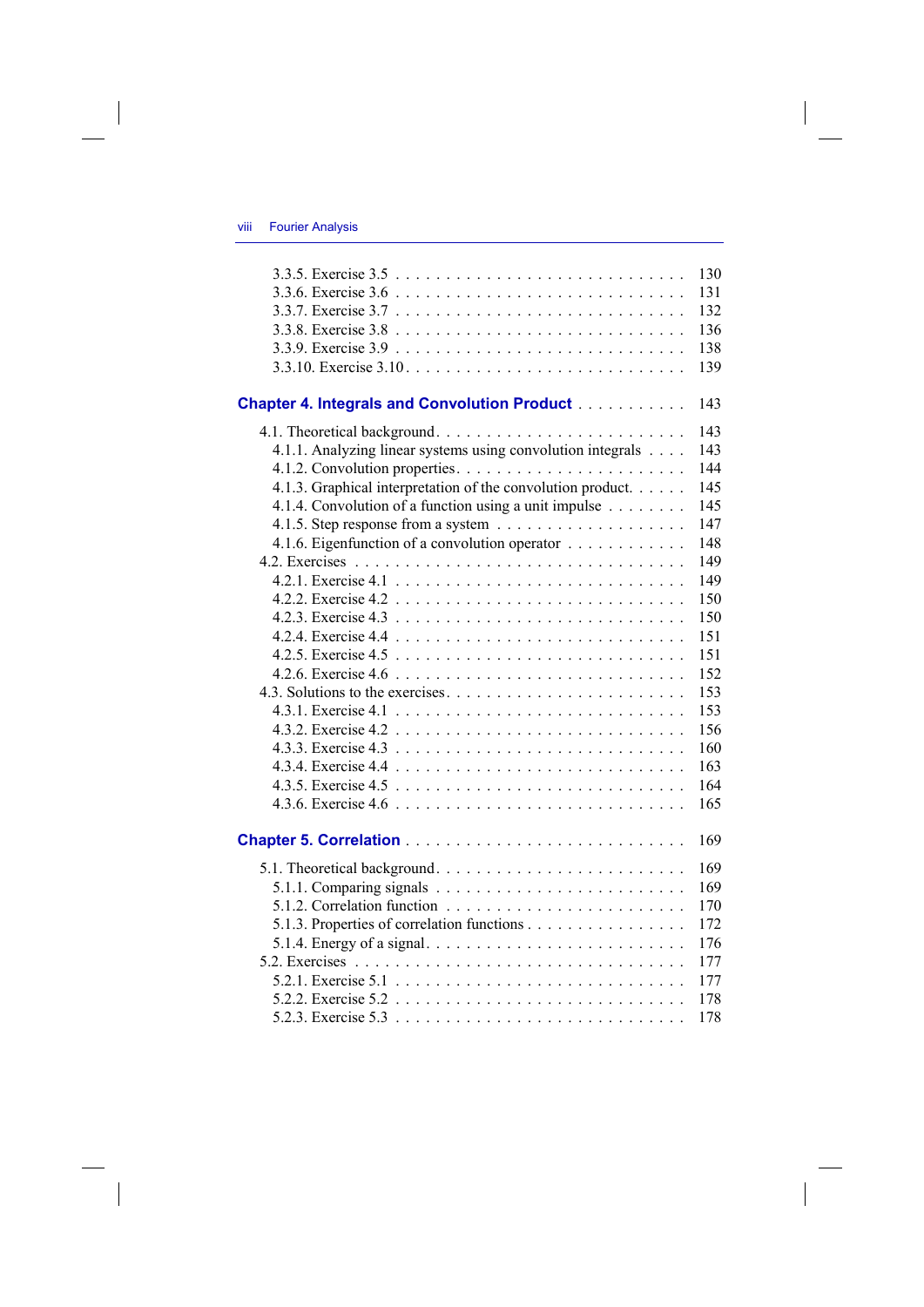3.3.5. Exercise 3.5 . . . . . . . . . . . . . . . . . . . . . . . . . . . 130
3.3.6. Exercise 3.6 . . . . . . . . . . . . . . . . . . . . . . . . . . . 131
3.3.7. Exercise 3.7 . . . . . . . . . . . . . . . . . . . . . . . . . . . 132
3.3.8. Exercise 3.8 . . . . . . . . . . . . . . . . . . . . . . . . . . . 136
3.3.9. Exercise 3.9 . . . . . . . . . . . . . . . . . . . . . . . . . . . 138
3.3.10. Exercise 3.10 . . . . . . . . . . . . . . . . . . . . . . . . . . 139

**Chapter 4. Integrals and Convolution Product** . . . . . . . . . . . 143

4.1. Theoretical background . . . . . . . . . . . . . . . . . . . . . . . . 143
4.1.1. Analyzing linear systems using convolution integrals . . . . 143
4.1.2. Convolution properties . . . . . . . . . . . . . . . . . . . . . . 144
4.1.3. Graphical interpretation of the convolution product . . . . . 145
4.1.4. Convolution of a function using a unit impulse . . . . . . . . 145
4.1.5. Step response from a system . . . . . . . . . . . . . . . . . . . 147
4.1.6. Eigenfunction of a convolution operator . . . . . . . . . . . 148
4.2. Exercises . . . . . . . . . . . . . . . . . . . . . . . . . . . . . . . . 149
4.2.1. Exercise 4.1 . . . . . . . . . . . . . . . . . . . . . . . . . . . 149
4.2.2. Exercise 4.2 . . . . . . . . . . . . . . . . . . . . . . . . . . . 150
4.2.3. Exercise 4.3 . . . . . . . . . . . . . . . . . . . . . . . . . . . 150
4.2.4. Exercise 4.4 . . . . . . . . . . . . . . . . . . . . . . . . . . . 151
4.2.5. Exercise 4.5 . . . . . . . . . . . . . . . . . . . . . . . . . . . 151
4.2.6. Exercise 4.6 . . . . . . . . . . . . . . . . . . . . . . . . . . . 152
4.3. Solutions to the exercises . . . . . . . . . . . . . . . . . . . . . . . 153
4.3.1. Exercise 4.1 . . . . . . . . . . . . . . . . . . . . . . . . . . . 153
4.3.2. Exercise 4.2 . . . . . . . . . . . . . . . . . . . . . . . . . . . 156
4.3.3. Exercise 4.3 . . . . . . . . . . . . . . . . . . . . . . . . . . . 160
4.3.4. Exercise 4.4 . . . . . . . . . . . . . . . . . . . . . . . . . . . 163
4.3.5. Exercise 4.5 . . . . . . . . . . . . . . . . . . . . . . . . . . . 164
4.3.6. Exercise 4.6 . . . . . . . . . . . . . . . . . . . . . . . . . . . 165

**Chapter 5. Correlation** . . . . . . . . . . . . . . . . . . . . . . . . . . 169

5.1. Theoretical background . . . . . . . . . . . . . . . . . . . . . . . . 169
5.1.1. Comparing signals . . . . . . . . . . . . . . . . . . . . . . . . 169
5.1.2. Correlation function . . . . . . . . . . . . . . . . . . . . . . . 170
5.1.3. Properties of correlation functions . . . . . . . . . . . . . . . 172
5.1.4. Energy of a signal . . . . . . . . . . . . . . . . . . . . . . . . 176
5.2. Exercises . . . . . . . . . . . . . . . . . . . . . . . . . . . . . . . . 177
5.2.1. Exercise 5.1 . . . . . . . . . . . . . . . . . . . . . . . . . . . 177
5.2.2. Exercise 5.2 . . . . . . . . . . . . . . . . . . . . . . . . . . . 178
5.2.3. Exercise 5.3 . . . . . . . . . . . . . . . . . . . . . . . . . . . 178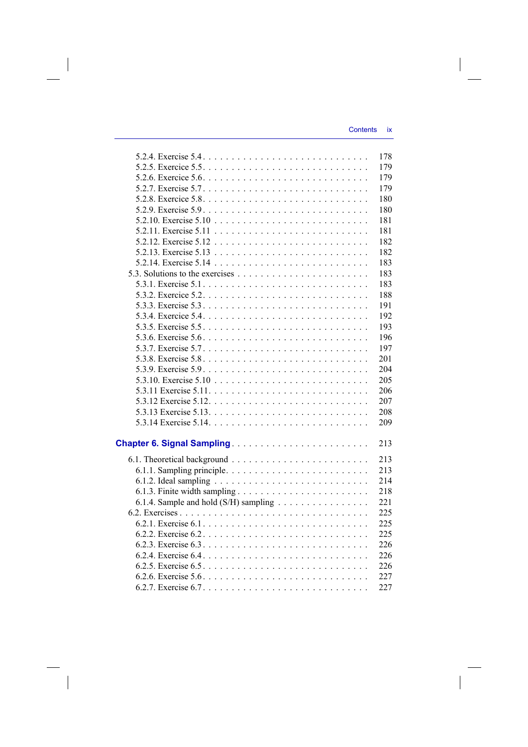5.2.4. Exercise 5.4 . . . . . . . . . . . . . . . . . . . . . . . . . . . 178
5.2.5. Exercise 5.5 . . . . . . . . . . . . . . . . . . . . . . . . . . . 179
5.2.6. Exercise 5.6 . . . . . . . . . . . . . . . . . . . . . . . . . . . 179
5.2.7. Exercise 5.7 . . . . . . . . . . . . . . . . . . . . . . . . . . . 179
5.2.8. Exercise 5.8 . . . . . . . . . . . . . . . . . . . . . . . . . . . 180
5.2.9. Exercise 5.9 . . . . . . . . . . . . . . . . . . . . . . . . . . . 180
5.2.10. Exercise 5.10 . . . . . . . . . . . . . . . . . . . . . . . . . . 181
5.2.11. Exercise 5.11 . . . . . . . . . . . . . . . . . . . . . . . . . . 181
5.2.12. Exercise 5.12 . . . . . . . . . . . . . . . . . . . . . . . . . . 182
5.2.13. Exercise 5.13 . . . . . . . . . . . . . . . . . . . . . . . . . . 182
5.2.14. Exercise 5.14 . . . . . . . . . . . . . . . . . . . . . . . . . . 183
5.3. Solutions to the exercises . . . . . . . . . . . . . . . . . . . . . . 183
5.3.1. Exercise 5.1 . . . . . . . . . . . . . . . . . . . . . . . . . . . 183
5.3.2. Exercise 5.2 . . . . . . . . . . . . . . . . . . . . . . . . . . . 188
5.3.3. Exercise 5.3 . . . . . . . . . . . . . . . . . . . . . . . . . . . 191
5.3.4. Exercise 5.4 . . . . . . . . . . . . . . . . . . . . . . . . . . . 192
5.3.5. Exercise 5.5 . . . . . . . . . . . . . . . . . . . . . . . . . . . 193
5.3.6. Exercise 5.6 . . . . . . . . . . . . . . . . . . . . . . . . . . . 196
5.3.7. Exercise 5.7 . . . . . . . . . . . . . . . . . . . . . . . . . . . 197
5.3.8. Exercise 5.8 . . . . . . . . . . . . . . . . . . . . . . . . . . . 201
5.3.9. Exercise 5.9 . . . . . . . . . . . . . . . . . . . . . . . . . . . 204
5.3.10. Exercise 5.10 . . . . . . . . . . . . . . . . . . . . . . . . . . 205
5.3.11 Exercise 5.11 . . . . . . . . . . . . . . . . . . . . . . . . . . . 206
5.3.12 Exercise 5.12 . . . . . . . . . . . . . . . . . . . . . . . . . . . 207
5.3.13 Exercise 5.13 . . . . . . . . . . . . . . . . . . . . . . . . . . . 208
5.3.14 Exercise 5.14 . . . . . . . . . . . . . . . . . . . . . . . . . . . 209

**Chapter 6. Signal Sampling** . . . . . . . . . . . . . . . . . . . . . . . 213

6.1. Theoretical background . . . . . . . . . . . . . . . . . . . . . . . 213
6.1.1. Sampling principle . . . . . . . . . . . . . . . . . . . . . . . . 213
6.1.2. Ideal sampling . . . . . . . . . . . . . . . . . . . . . . . . . . 214
6.1.3. Finite width sampling . . . . . . . . . . . . . . . . . . . . . . . 218
6.1.4. Sample and hold (S/H) sampling . . . . . . . . . . . . . . . . . . 221
6.2. Exercises . . . . . . . . . . . . . . . . . . . . . . . . . . . . . . . 225
6.2.1. Exercise 6.1 . . . . . . . . . . . . . . . . . . . . . . . . . . . 225
6.2.2. Exercise 6.2 . . . . . . . . . . . . . . . . . . . . . . . . . . . 225
6.2.3. Exercise 6.3 . . . . . . . . . . . . . . . . . . . . . . . . . . . 226
6.2.4. Exercise 6.4 . . . . . . . . . . . . . . . . . . . . . . . . . . . 226
6.2.5. Exercise 6.5 . . . . . . . . . . . . . . . . . . . . . . . . . . . 226
6.2.6. Exercise 5.6 . . . . . . . . . . . . . . . . . . . . . . . . . . . 227
6.2.7. Exercise 6.7 . . . . . . . . . . . . . . . . . . . . . . . . . . . 227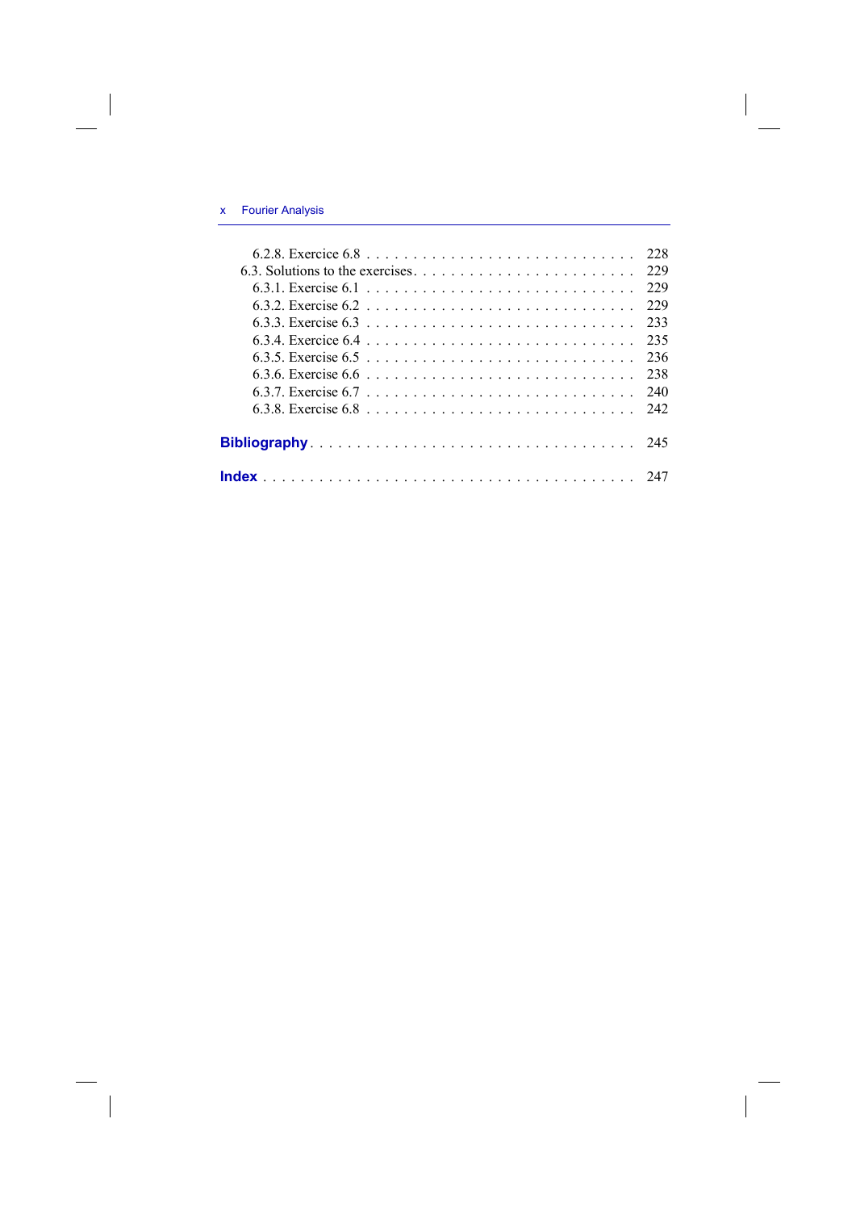6.2.8. Exercise 6.8 . . . . . . . . . . . . . . . . . . . . . . . . . . . . . 228
6.3. Solutions to the exercises . . . . . . . . . . . . . . . . . . . . . . . 229
6.3.1. Exercise 6.1 . . . . . . . . . . . . . . . . . . . . . . . . . . . . . 229
6.3.2. Exercise 6.2 . . . . . . . . . . . . . . . . . . . . . . . . . . . . . 229
6.3.3. Exercise 6.3 . . . . . . . . . . . . . . . . . . . . . . . . . . . . . 233
6.3.4. Exercise 6.4 . . . . . . . . . . . . . . . . . . . . . . . . . . . . . 235
6.3.5. Exercise 6.5 . . . . . . . . . . . . . . . . . . . . . . . . . . . . . 236
6.3.6. Exercise 6.6 . . . . . . . . . . . . . . . . . . . . . . . . . . . . . 238
6.3.7. Exercise 6.7 . . . . . . . . . . . . . . . . . . . . . . . . . . . . . 240
6.3.8. Exercise 6.8 . . . . . . . . . . . . . . . . . . . . . . . . . . . . . 242

**Bibliography** . . . . . . . . . . . . . . . . . . . . . . . . . . . . . . . . . 245

**Index** . . . . . . . . . . . . . . . . . . . . . . . . . . . . . . . . . . . . . 247